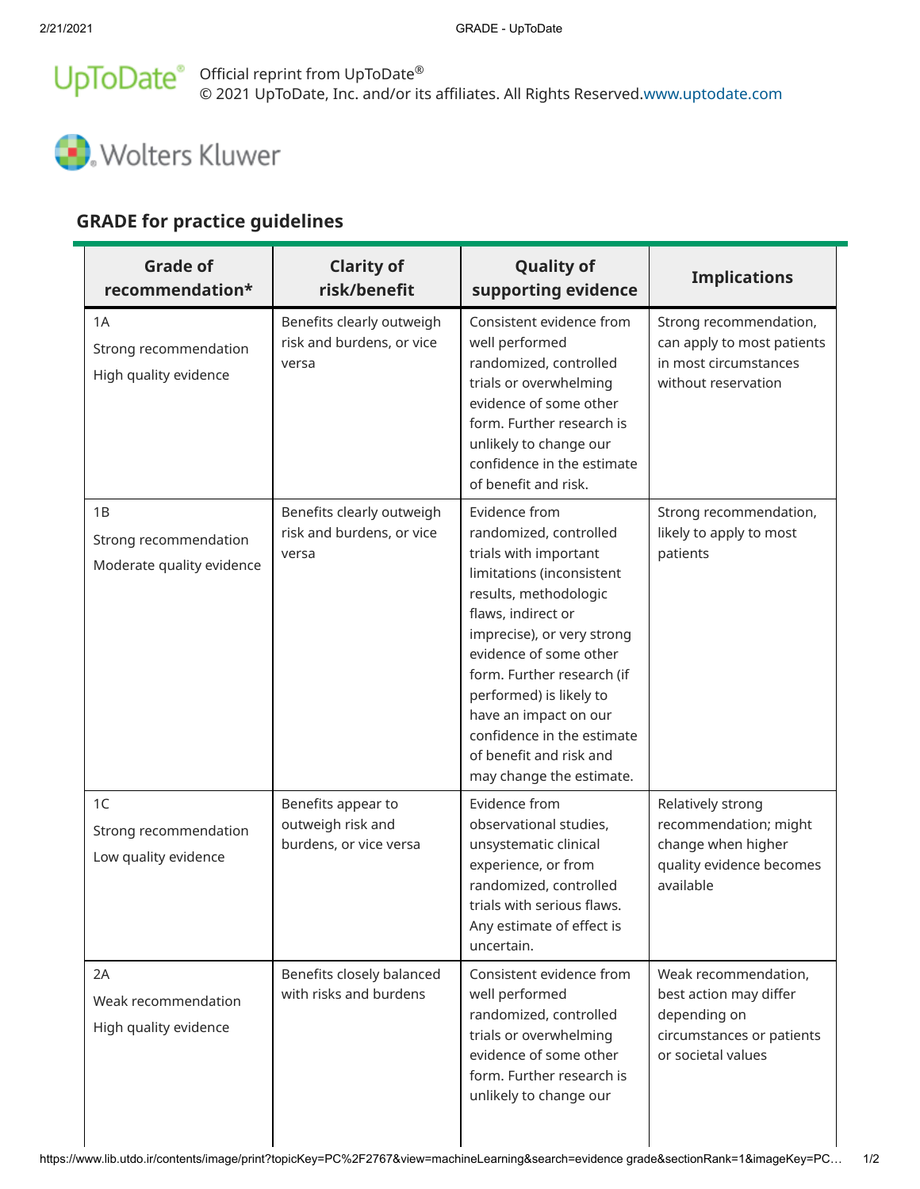Official reprint from UpToDate®
© 2021 UpToDate, Inc. and/or its affiliates. All Rights Reserved. www.uptodate.com

Wolters Kluwer

## GRADE for practice guidelines

| Grade of recommendation* | Clarity of risk/benefit | Quality of supporting evidence | Implications |
|---|---|---|---|
| 1A<br>Strong recommendation<br>High quality evidence | Benefits clearly outweigh risk and burdens, or vice versa | Consistent evidence from well performed randomized, controlled trials or overwhelming evidence of some other form. Further research is unlikely to change our confidence in the estimate of benefit and risk. | Strong recommendation, can apply to most patients in most circumstances without reservation |
| 1B<br>Strong recommendation<br>Moderate quality evidence | Benefits clearly outweigh risk and burdens, or vice versa | Evidence from randomized, controlled trials with important limitations (inconsistent results, methodologic flaws, indirect or imprecise), or very strong evidence of some other form. Further research (if performed) is likely to have an impact on our confidence in the estimate of benefit and risk and may change the estimate. | Strong recommendation, likely to apply to most patients |
| 1C<br>Strong recommendation<br>Low quality evidence | Benefits appear to outweigh risk and burdens, or vice versa | Evidence from observational studies, unsystematic clinical experience, or from randomized, controlled trials with serious flaws. Any estimate of effect is uncertain. | Relatively strong recommendation; might change when higher quality evidence becomes available |
| 2A<br>Weak recommendation<br>High quality evidence | Benefits closely balanced with risks and burdens | Consistent evidence from well performed randomized, controlled trials or overwhelming evidence of some other form. Further research is unlikely to change our | Weak recommendation, best action may differ depending on circumstances or patients or societal values |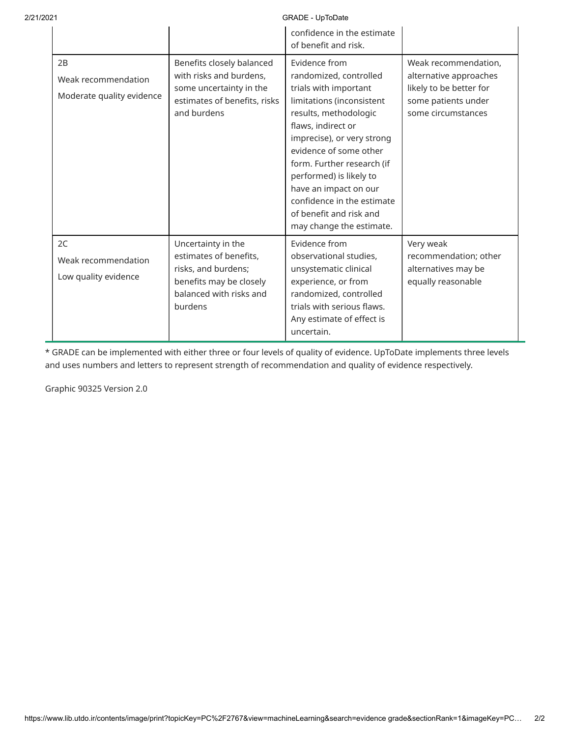| | | | |
|---|---|---|---|
| | | confidence in the estimate of benefit and risk. | |
| 2B<br>Weak recommendation<br>Moderate quality evidence | Benefits closely balanced with risks and burdens, some uncertainty in the estimates of benefits, risks and burdens | Evidence from randomized, controlled trials with important limitations (inconsistent results, methodologic flaws, indirect or imprecise), or very strong evidence of some other form. Further research (if performed) is likely to have an impact on our confidence in the estimate of benefit and risk and may change the estimate. | Weak recommendation, alternative approaches likely to be better for some patients under some circumstances |
| 2C<br>Weak recommendation<br>Low quality evidence | Uncertainty in the estimates of benefits, risks, and burdens; benefits may be closely balanced with risks and burdens | Evidence from observational studies, unsystematic clinical experience, or from randomized, controlled trials with serious flaws. Any estimate of effect is uncertain. | Very weak recommendation; other alternatives may be equally reasonable |

* GRADE can be implemented with either three or four levels of quality of evidence. UpToDate implements three levels and uses numbers and letters to represent strength of recommendation and quality of evidence respectively.

Graphic 90325 Version 2.0